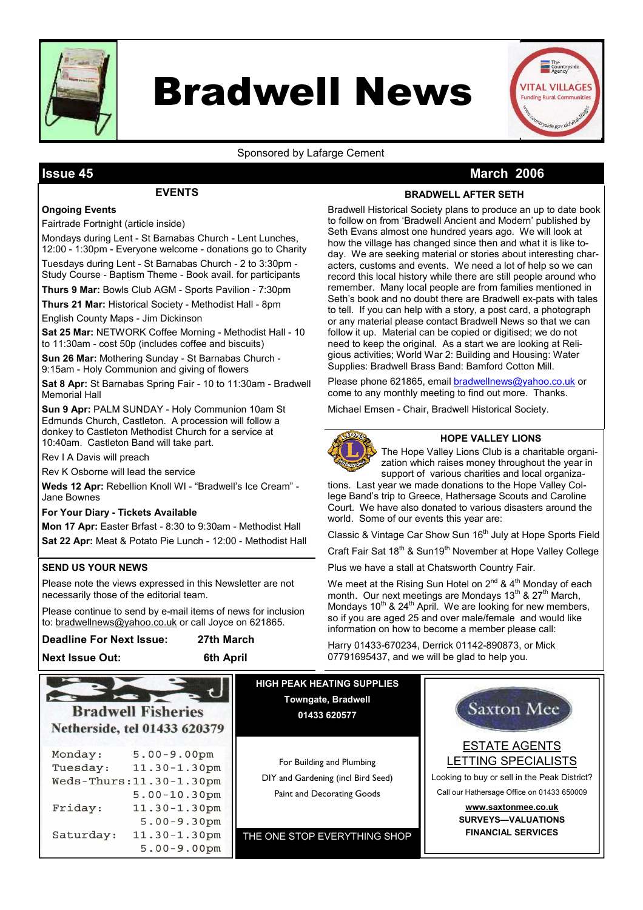# Bradwell News

Sponsored by Lafarge Cement

**Issue 45** **March 2006**

## EVENTS

**Ongoing Events**

Fairtrade Fortnight (article inside)

Mondays during Lent - St Barnabas Church - Lent Lunches, 12:00 - 1:30pm - Everyone welcome - donations go to Charity

Tuesdays during Lent - St Barnabas Church - 2 to 3:30pm - Study Course - Baptism Theme - Book avail. for participants

**Thurs 9 Mar:** Bowls Club AGM - Sports Pavilion - 7:30pm

**Thurs 21 Mar:** Historical Society - Methodist Hall - 8pm

English County Maps - Jim Dickinson

**Sat 25 Mar:** NETWORK Coffee Morning - Methodist Hall - 10 to 11:30am - cost 50p (includes coffee and biscuits)

**Sun 26 Mar:** Mothering Sunday - St Barnabas Church - 9:15am - Holy Communion and giving of flowers

**Sat 8 Apr:** St Barnabas Spring Fair - 10 to 11:30am - Bradwell Memorial Hall

**Sun 9 Apr:** PALM SUNDAY - Holy Communion 10am St Edmunds Church, Castleton. A procession will follow a donkey to Castleton Methodist Church for a service at 10:40am. Castleton Band will take part.

Rev I A Davis will preach

Rev K Osborne will lead the service

**Weds 12 Apr:** Rebellion Knoll WI - "Bradwell's Ice Cream" - Jane Bownes

**For Your Diary - Tickets Available**

**Mon 17 Apr:** Easter Brfast - 8:30 to 9:30am - Methodist Hall

**Sat 22 Apr:** Meat & Potato Pie Lunch - 12:00 - Methodist Hall

## SEND US YOUR NEWS

Please note the views expressed in this Newsletter are not necessarily those of the editorial team.

Please continue to send by e-mail items of news for inclusion to: bradwellnews@yahoo.co.uk or call Joyce on 621865.

**Deadline For Next Issue:** **27th March**

**Next Issue Out:** **6th April**

## BRADWELL AFTER SETH

Bradwell Historical Society plans to produce an up to date book to follow on from 'Bradwell Ancient and Modern' published by Seth Evans almost one hundred years ago. We will look at how the village has changed since then and what it is like to-day. We are seeking material or stories about interesting characters, customs and events. We need a lot of help so we can record this local history while there are still people around who remember. Many local people are from families mentioned in Seth's book and no doubt there are Bradwell ex-pats with tales to tell. If you can help with a story, a post card, a photograph or any material please contact Bradwell News so that we can follow it up. Material can be copied or digitised; we do not need to keep the original. As a start we are looking at Religious activities; World War 2: Building and Housing: Water Supplies: Bradwell Brass Band: Bamford Cotton Mill.

Please phone 621865, email bradwellnews@yahoo.co.uk or come to any monthly meeting to find out more. Thanks.

Michael Emsen - Chair, Bradwell Historical Society.

## HOPE VALLEY LIONS

The Hope Valley Lions Club is a charitable organization which raises money throughout the year in support of various charities and local organizations. Last year we made donations to the Hope Valley College Band's trip to Greece, Hathersage Scouts and Caroline Court. We have also donated to various disasters around the world. Some of our events this year are:

Classic & Vintage Car Show Sun 16th July at Hope Sports Field

Craft Fair Sat 18th & Sun19th November at Hope Valley College

Plus we have a stall at Chatsworth Country Fair.

We meet at the Rising Sun Hotel on 2nd & 4th Monday of each month. Our next meetings are Mondays 13th & 27th March, Mondays 10th & 24th April. We are looking for new members, so if you are aged 25 and over male/female and would like information on how to become a member please call:

Harry 01433-670234, Derrick 01142-890873, or Mick 07791695437, and we will be glad to help you.

---

**Bradwell Fisheries**
**Netherside, tel 01433 620379**

| | |
|---|---|
| Monday: | 5.00-9.00pm |
| Tuesday: | 11.30-1.30pm |
| Weds-Thurs: | 11.30-1.30pm |
| | 5.00-10.30pm |
| Friday: | 11.30-1.30pm |
| | 5.00-9.30pm |
| Saturday: | 11.30-1.30pm |
| | 5.00-9.00pm |

**HIGH PEAK HEATING SUPPLIES**
**Towngate, Bradwell**
**01433 620577**

For Building and Plumbing

DIY and Gardening (incl Bird Seed)

Paint and Decorating Goods

THE ONE STOP EVERYTHING SHOP

**Saxton Mee**

ESTATE AGENTS
LETTING SPECIALISTS

Looking to buy or sell in the Peak District?

Call our Hathersage Office on 01433 650009

**www.saxtonmee.co.uk**

**SURVEYS—VALUATIONS**

**FINANCIAL SERVICES**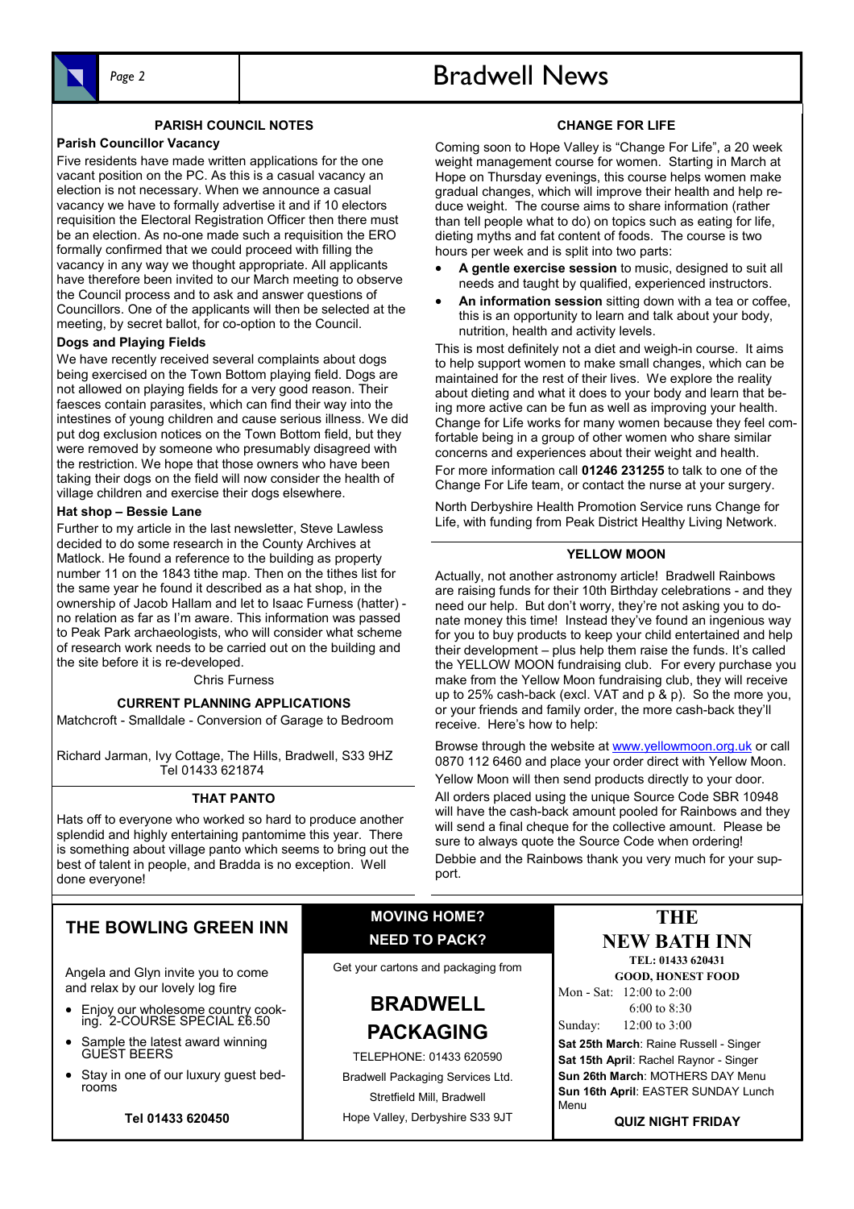## PARISH COUNCIL NOTES

### Parish Councillor Vacancy

Five residents have made written applications for the one vacant position on the PC. As this is a casual vacancy an election is not necessary. When we announce a casual vacancy we have to formally advertise it and if 10 electors requisition the Electoral Registration Officer then there must be an election. As no-one made such a requisition the ERO formally confirmed that we could proceed with filling the vacancy in any way we thought appropriate. All applicants have therefore been invited to our March meeting to observe the Council process and to ask and answer questions of Councillors. One of the applicants will then be selected at the meeting, by secret ballot, for co-option to the Council.

### Dogs and Playing Fields

We have recently received several complaints about dogs being exercised on the Town Bottom playing field. Dogs are not allowed on playing fields for a very good reason. Their faeces contain parasites, which can find their way into the intestines of young children and cause serious illness. We did put dog exclusion notices on the Town Bottom field, but they were removed by someone who presumably disagreed with the restriction. We hope that those owners who have been taking their dogs on the field will now consider the health of village children and exercise their dogs elsewhere.

### Hat shop – Bessie Lane

Further to my article in the last newsletter, Steve Lawless decided to do some research in the County Archives at Matlock. He found a reference to the building as property number 11 on the 1843 tithe map. Then on the tithes list for the same year he found it described as a hat shop, in the ownership of Jacob Hallam and let to Isaac Furness (hatter) - no relation as far as I'm aware. This information was passed to Peak Park archaeologists, who will consider what scheme of research work needs to be carried out on the building and the site before it is re-developed.

Chris Furness

## CURRENT PLANNING APPLICATIONS

Matchcroft - Smalldale - Conversion of Garage to Bedroom

Richard Jarman, Ivy Cottage, The Hills, Bradwell, S33 9HZ
Tel 01433 621874

## THAT PANTO

Hats off to everyone who worked so hard to produce another splendid and highly entertaining pantomime this year. There is something about village panto which seems to bring out the best of talent in people, and Bradda is no exception. Well done everyone!

## CHANGE FOR LIFE

Coming soon to Hope Valley is "Change For Life", a 20 week weight management course for women. Starting in March at Hope on Thursday evenings, this course helps women make gradual changes, which will improve their health and help reduce weight. The course aims to share information (rather than tell people what to do) on topics such as eating for life, dieting myths and fat content of foods. The course is two hours per week and is split into two parts:

- **A gentle exercise session** to music, designed to suit all needs and taught by qualified, experienced instructors.
- **An information session** sitting down with a tea or coffee, this is an opportunity to learn and talk about your body, nutrition, health and activity levels.

This is most definitely not a diet and weigh-in course. It aims to help support women to make small changes, which can be maintained for the rest of their lives. We explore the reality about dieting and what it does to your body and learn that being more active can be fun as well as improving your health. Change for Life works for many women because they feel comfortable being in a group of other women who share similar concerns and experiences about their weight and health.

For more information call **01246 231255** to talk to one of the Change For Life team, or contact the nurse at your surgery.

North Derbyshire Health Promotion Service runs Change for Life, with funding from Peak District Healthy Living Network.

## YELLOW MOON

Actually, not another astronomy article! Bradwell Rainbows are raising funds for their 10th Birthday celebrations - and they need our help. But don't worry, they're not asking you to donate money this time! Instead they've found an ingenious way for you to buy products to keep your child entertained and help their development – plus help them raise the funds. It's called the YELLOW MOON fundraising club. For every purchase you make from the Yellow Moon fundraising club, they will receive up to 25% cash-back (excl. VAT and p & p). So the more you, or your friends and family order, the more cash-back they'll receive. Here's how to help:

Browse through the website at www.yellowmoon.org.uk or call 0870 112 6460 and place your order direct with Yellow Moon.

Yellow Moon will then send products directly to your door.

All orders placed using the unique Source Code SBR 10948 will have the cash-back amount pooled for Rainbows and they will send a final cheque for the collective amount. Please be sure to always quote the Source Code when ordering!

Debbie and the Rainbows thank you very much for your support.

## THE BOWLING GREEN INN

Angela and Glyn invite you to come and relax by our lovely log fire

- Enjoy our wholesome country cooking. 2-COURSE SPECIAL £6.50
- Sample the latest award winning GUEST BEERS
- Stay in one of our luxury guest bedrooms

**Tel 01433 620450**

## MOVING HOME? NEED TO PACK?

Get your cartons and packaging from

## BRADWELL PACKAGING

TELEPHONE: 01433 620590

Bradwell Packaging Services Ltd.

Stretfield Mill, Bradwell

Hope Valley, Derbyshire S33 9JT

## THE NEW BATH INN

**TEL: 01433 620431**

**GOOD, HONEST FOOD**

Mon - Sat: 12:00 to 2:00
6:00 to 8:30

Sunday: 12:00 to 3:00

**Sat 25th March**: Raine Russell - Singer

**Sat 15th April**: Rachel Raynor - Singer

**Sun 26th March**: MOTHERS DAY Menu

**Sun 16th April**: EASTER SUNDAY Lunch Menu

**QUIZ NIGHT FRIDAY**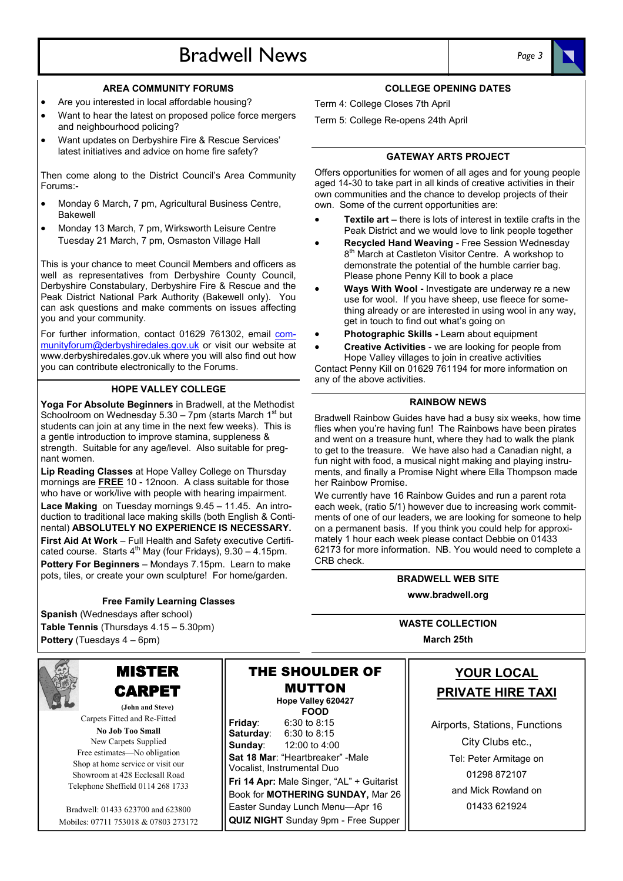## AREA COMMUNITY FORUMS

- Are you interested in local affordable housing?
- Want to hear the latest on proposed police force mergers and neighbourhood policing?
- Want updates on Derbyshire Fire & Rescue Services' latest initiatives and advice on home fire safety?

Then come along to the District Council's Area Community Forums:-

- Monday 6 March, 7 pm, Agricultural Business Centre, Bakewell
- Monday 13 March, 7 pm, Wirksworth Leisure Centre Tuesday 21 March, 7 pm, Osmaston Village Hall

This is your chance to meet Council Members and officers as well as representatives from Derbyshire County Council, Derbyshire Constabulary, Derbyshire Fire & Rescue and the Peak District National Park Authority (Bakewell only). You can ask questions and make comments on issues affecting you and your community.

For further information, contact 01629 761302, email communityforum@derbyshiredales.gov.uk or visit our website at www.derbyshiredales.gov.uk where you will also find out how you can contribute electronically to the Forums.

## HOPE VALLEY COLLEGE

**Yoga For Absolute Beginners** in Bradwell, at the Methodist Schoolroom on Wednesday 5.30 – 7pm (starts March 1st but students can join at any time in the next few weeks). This is a gentle introduction to improve stamina, suppleness & strength. Suitable for any age/level. Also suitable for pregnant women.

**Lip Reading Classes** at Hope Valley College on Thursday mornings are **FREE** 10 - 12noon. A class suitable for those who have or work/live with people with hearing impairment.

**Lace Making** on Tuesday mornings 9.45 – 11.45. An introduction to traditional lace making skills (both English & Continental) **ABSOLUTELY NO EXPERIENCE IS NECESSARY.**

**First Aid At Work** – Full Health and Safety executive Certificated course. Starts 4th May (four Fridays), 9.30 – 4.15pm.

**Pottery For Beginners** – Mondays 7.15pm. Learn to make pots, tiles, or create your own sculpture! For home/garden.

**Free Family Learning Classes**

**Spanish** (Wednesdays after school)
**Table Tennis** (Thursdays 4.15 – 5.30pm)
**Pottery** (Tuesdays 4 – 6pm)

## COLLEGE OPENING DATES

Term 4: College Closes 7th April

Term 5: College Re-opens 24th April

## GATEWAY ARTS PROJECT

Offers opportunities for women of all ages and for young people aged 14-30 to take part in all kinds of creative activities in their own communities and the chance to develop projects of their own. Some of the current opportunities are:

- **Textile art –** there is lots of interest in textile crafts in the Peak District and we would love to link people together
- **Recycled Hand Weaving** - Free Session Wednesday 8th March at Castleton Visitor Centre. A workshop to demonstrate the potential of the humble carrier bag. Please phone Penny Kill to book a place
- **Ways With Wool -** Investigate are underway re a new use for wool. If you have sheep, use fleece for something already or are interested in using wool in any way, get in touch to find out what's going on
- **Photographic Skills -** Learn about equipment
- **Creative Activities** - we are looking for people from Hope Valley villages to join in creative activities

Contact Penny Kill on 01629 761194 for more information on any of the above activities.

## RAINBOW NEWS

Bradwell Rainbow Guides have had a busy six weeks, how time flies when you're having fun! The Rainbows have been pirates and went on a treasure hunt, where they had to walk the plank to get to the treasure. We have also had a Canadian night, a fun night with food, a musical night making and playing instruments, and finally a Promise Night where Ella Thompson made her Rainbow Promise.

We currently have 16 Rainbow Guides and run a parent rota each week, (ratio 5/1) however due to increasing work commitments of one of our leaders, we are looking for someone to help on a permanent basis. If you think you could help for approximately 1 hour each week please contact Debbie on 01433 62173 for more information. NB. You would need to complete a CRB check.

## BRADWELL WEB SITE

**www.bradwell.org**

## WASTE COLLECTION

**March 25th**

---

## MISTER CARPET

**(John and Steve)**

Carpets Fitted and Re-Fitted
**No Job Too Small**
New Carpets Supplied
Free estimates—No obligation
Shop at home service or visit our Showroom at 428 Ecclesall Road
Telephone Sheffield 0114 268 1733

Bradwell: 01433 623700 and 623800
Mobiles: 07711 753018 & 07803 273172

---

## THE SHOULDER OF MUTTON

**Hope Valley 620427**

**FOOD**

**Friday**: 6:30 to 8:15
**Saturday**: 6:30 to 8:15
**Sunday**: 12:00 to 4:00

**Sat 18 Mar**: "Heartbreaker" -Male Vocalist, Instrumental Duo

**Fri 14 Apr:** Male Singer, "AL" + Guitarist

Book for **MOTHERING SUNDAY,** Mar 26

Easter Sunday Lunch Menu—Apr 16

**QUIZ NIGHT** Sunday 9pm - Free Supper

---

## YOUR LOCAL PRIVATE HIRE TAXI

Airports, Stations, Functions

City Clubs etc.,

Tel: Peter Armitage on

01298 872107

and Mick Rowland on

01433 621924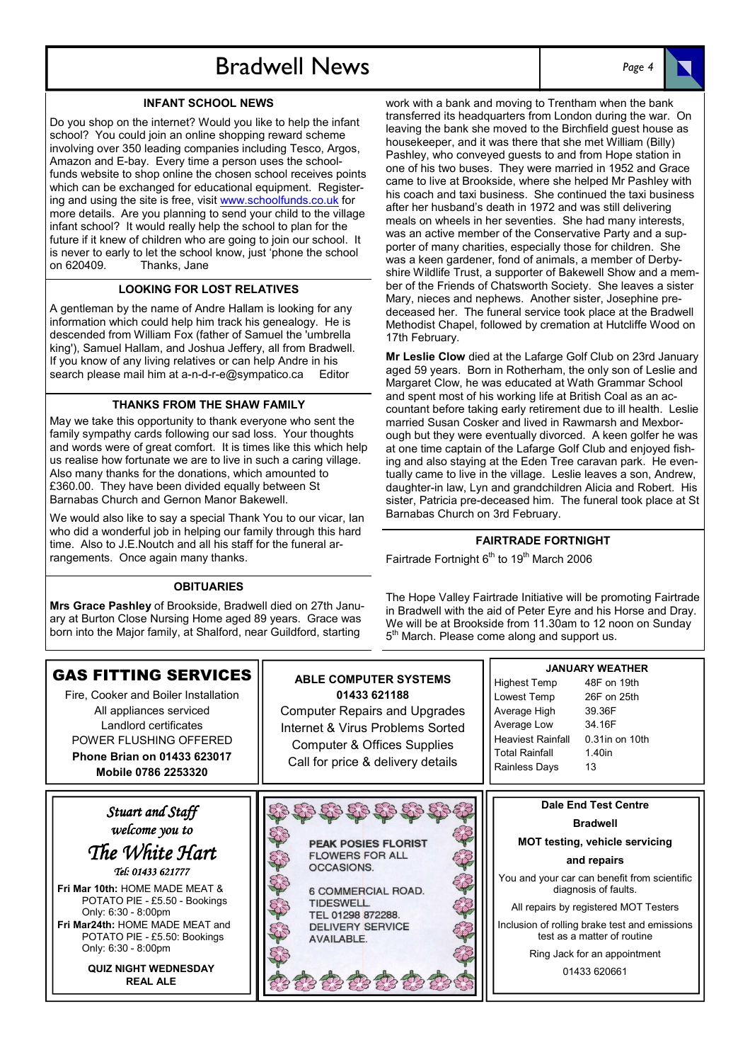# Bradwell News

## INFANT SCHOOL NEWS

Do you shop on the internet? Would you like to help the infant school? You could join an online shopping reward scheme involving over 350 leading companies including Tesco, Argos, Amazon and E-bay. Every time a person uses the schoolfunds website to shop online the chosen school receives points which can be exchanged for educational equipment. Registering and using the site is free, visit www.schoolfunds.co.uk for more details. Are you planning to send your child to the village infant school? It would really help the school to plan for the future if it knew of children who are going to join our school. It is never to early to let the school know, just 'phone the school on 620409. Thanks, Jane

## LOOKING FOR LOST RELATIVES

A gentleman by the name of Andre Hallam is looking for any information which could help him track his genealogy. He is descended from William Fox (father of Samuel the 'umbrella king'), Samuel Hallam, and Joshua Jeffery, all from Bradwell. If you know of any living relatives or can help Andre in his search please mail him at a-n-d-r-e@sympatico.ca Editor

## THANKS FROM THE SHAW FAMILY

May we take this opportunity to thank everyone who sent the family sympathy cards following our sad loss. Your thoughts and words were of great comfort. It is times like this which help us realise how fortunate we are to live in such a caring village. Also many thanks for the donations, which amounted to £360.00. They have been divided equally between St Barnabas Church and Gernon Manor Bakewell.

We would also like to say a special Thank You to our vicar, Ian who did a wonderful job in helping our family through this hard time. Also to J.E.Noutch and all his staff for the funeral arrangements. Once again many thanks.

## OBITUARIES

**Mrs Grace Pashley** of Brookside, Bradwell died on 27th January at Burton Close Nursing Home aged 89 years. Grace was born into the Major family, at Shalford, near Guildford, starting work with a bank and moving to Trentham when the bank transferred its headquarters from London during the war. On leaving the bank she moved to the Birchfield guest house as housekeeper, and it was there that she met William (Billy) Pashley, who conveyed guests to and from Hope station in one of his two buses. They were married in 1952 and Grace came to live at Brookside, where she helped Mr Pashley with his coach and taxi business. She continued the taxi business after her husband's death in 1972 and was still delivering meals on wheels in her seventies. She had many interests, was an active member of the Conservative Party and a supporter of many charities, especially those for children. She was a keen gardener, fond of animals, a member of Derbyshire Wildlife Trust, a supporter of Bakewell Show and a member of the Friends of Chatsworth Society. She leaves a sister Mary, nieces and nephews. Another sister, Josephine predeceased her. The funeral service took place at the Bradwell Methodist Chapel, followed by cremation at Hutcliffe Wood on 17th February.

**Mr Leslie Clow** died at the Lafarge Golf Club on 23rd January aged 59 years. Born in Rotherham, the only son of Leslie and Margaret Clow, he was educated at Wath Grammar School and spent most of his working life at British Coal as an accountant before taking early retirement due to ill health. Leslie married Susan Cosker and lived in Rawmarsh and Mexborough but they were eventually divorced. A keen golfer he was at one time captain of the Lafarge Golf Club and enjoyed fishing and also staying at the Eden Tree caravan park. He eventually came to live in the village. Leslie leaves a son, Andrew, daughter-in law, Lyn and grandchildren Alicia and Robert. His sister, Patricia pre-deceased him. The funeral took place at St Barnabas Church on 3rd February.

## FAIRTRADE FORTNIGHT

Fairtrade Fortnight 6th to 19th March 2006

The Hope Valley Fairtrade Initiative will be promoting Fairtrade in Bradwell with the aid of Peter Eyre and his Horse and Dray. We will be at Brookside from 11.30am to 12 noon on Sunday 5th March. Please come along and support us.

---

## GAS FITTING SERVICES

Fire, Cooker and Boiler Installation
All appliances serviced
Landlord certificates
POWER FLUSHING OFFERED
**Phone Brian on 01433 623017**
**Mobile 0786 2253320**

---

**ABLE COMPUTER SYSTEMS**
**01433 621188**
Computer Repairs and Upgrades
Internet & Virus Problems Sorted
Computer & Offices Supplies
Call for price & delivery details

---

### JANUARY WEATHER

| | |
|---|---|
| Highest Temp | 48F on 19th |
| Lowest Temp | 26F on 25th |
| Average High | 39.36F |
| Average Low | 34.16F |
| Heaviest Rainfall | 0.31in on 10th |
| Total Rainfall | 1.40in |
| Rainless Days | 13 |

---

*Stuart and Staff welcome you to*
*The White Hart*
*Tel: 01433 621777*

**Fri Mar 10th:** HOME MADE MEAT & POTATO PIE - £5.50 - Bookings Only: 6:30 - 8:00pm
**Fri Mar24th:** HOME MADE MEAT and POTATO PIE - £5.50: Bookings Only: 6:30 - 8:00pm

**QUIZ NIGHT WEDNESDAY**
**REAL ALE**

---

PEAK POSIES FLORIST
FLOWERS FOR ALL OCCASIONS.

6 COMMERCIAL ROAD.
TIDESWELL.
TEL 01298 872288.
DELIVERY SERVICE AVAILABLE.

---

**Dale End Test Centre**
**Bradwell**
**MOT testing, vehicle servicing and repairs**

You and your car can benefit from scientific diagnosis of faults.

All repairs by registered MOT Testers

Inclusion of rolling brake test and emissions test as a matter of routine

Ring Jack for an appointment
01433 620661